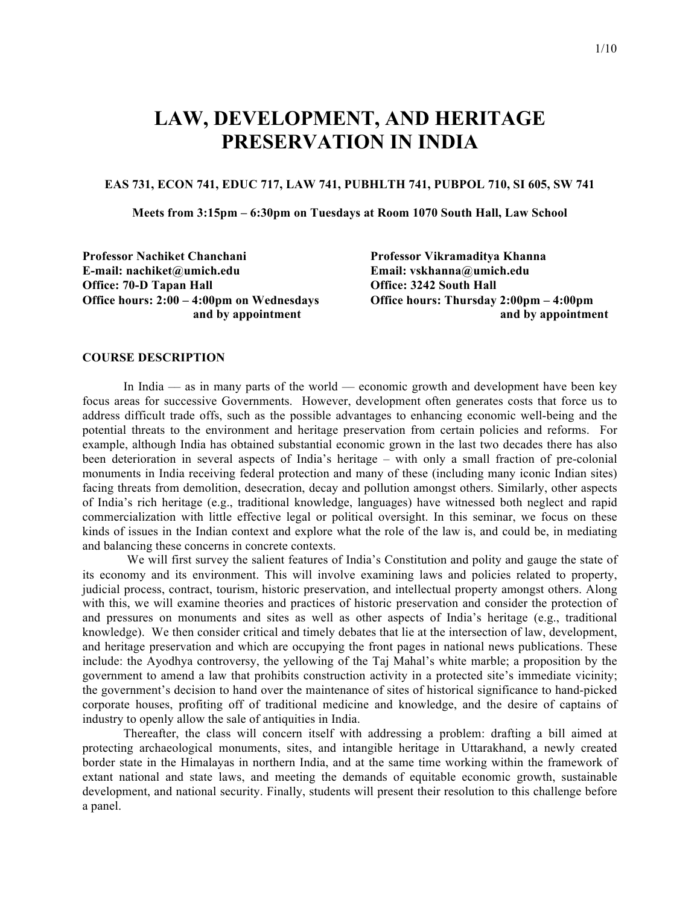# LAW, DEVELOPMENT, AND HERITAGE PRESERVATION IN INDIA

**EAS 731, ECON 741, EDUC 717, LAW 741, PUBHLTH 741, PUBPOL 710, SI 605, SW 741**

**Meets from 3:15pm – 6:30pm on Tuesdays at Room 1070 South Hall, Law School**

**Professor Nachiket Chanchani**
**E-mail: nachiket@umich.edu**
**Office: 70-D Tapan Hall**
**Office hours: 2:00 – 4:00pm on Wednesdays and by appointment**

**Professor Vikramaditya Khanna**
**Email: vskhanna@umich.edu**
**Office: 3242 South Hall**
**Office hours: Thursday 2:00pm – 4:00pm and by appointment**

## COURSE DESCRIPTION

In India — as in many parts of the world — economic growth and development have been key focus areas for successive Governments. However, development often generates costs that force us to address difficult trade offs, such as the possible advantages to enhancing economic well-being and the potential threats to the environment and heritage preservation from certain policies and reforms. For example, although India has obtained substantial economic grown in the last two decades there has also been deterioration in several aspects of India's heritage – with only a small fraction of pre-colonial monuments in India receiving federal protection and many of these (including many iconic Indian sites) facing threats from demolition, desecration, decay and pollution amongst others. Similarly, other aspects of India's rich heritage (e.g., traditional knowledge, languages) have witnessed both neglect and rapid commercialization with little effective legal or political oversight. In this seminar, we focus on these kinds of issues in the Indian context and explore what the role of the law is, and could be, in mediating and balancing these concerns in concrete contexts.

We will first survey the salient features of India's Constitution and polity and gauge the state of its economy and its environment. This will involve examining laws and policies related to property, judicial process, contract, tourism, historic preservation, and intellectual property amongst others. Along with this, we will examine theories and practices of historic preservation and consider the protection of and pressures on monuments and sites as well as other aspects of India's heritage (e.g., traditional knowledge). We then consider critical and timely debates that lie at the intersection of law, development, and heritage preservation and which are occupying the front pages in national news publications. These include: the Ayodhya controversy, the yellowing of the Taj Mahal's white marble; a proposition by the government to amend a law that prohibits construction activity in a protected site's immediate vicinity; the government's decision to hand over the maintenance of sites of historical significance to hand-picked corporate houses, profiting off of traditional medicine and knowledge, and the desire of captains of industry to openly allow the sale of antiquities in India.

Thereafter, the class will concern itself with addressing a problem: drafting a bill aimed at protecting archaeological monuments, sites, and intangible heritage in Uttarakhand, a newly created border state in the Himalayas in northern India, and at the same time working within the framework of extant national and state laws, and meeting the demands of equitable economic growth, sustainable development, and national security. Finally, students will present their resolution to this challenge before a panel.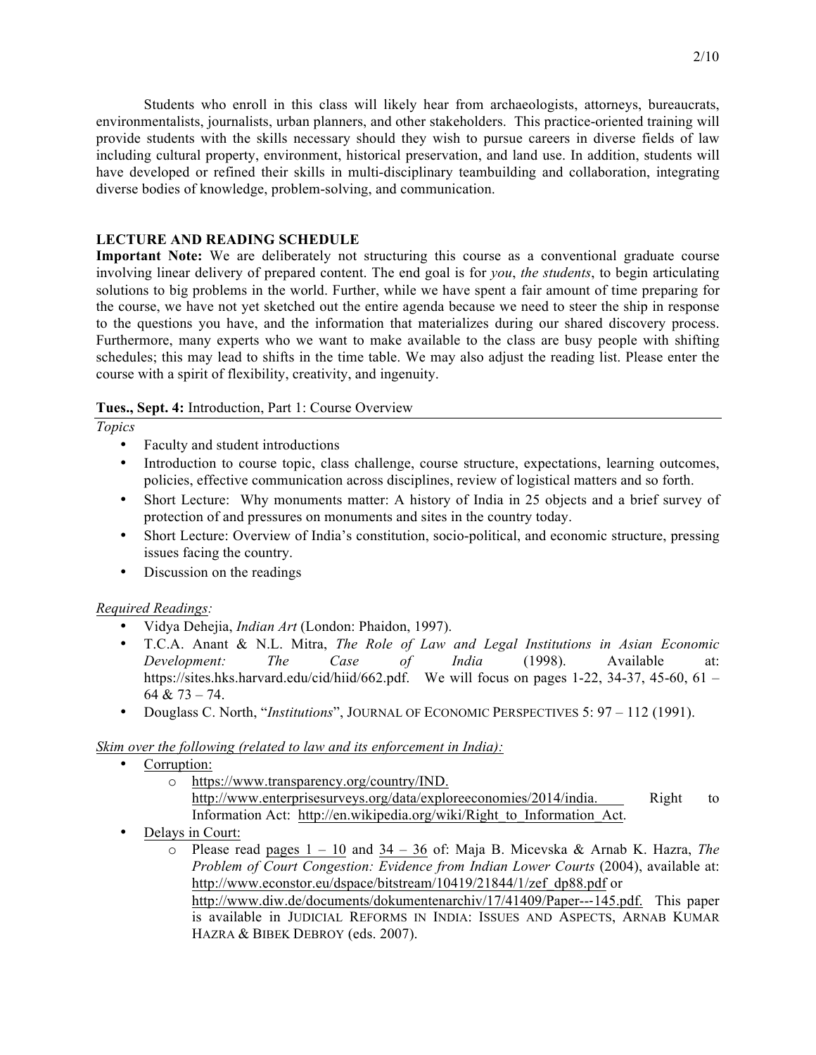Students who enroll in this class will likely hear from archaeologists, attorneys, bureaucrats, environmentalists, journalists, urban planners, and other stakeholders. This practice-oriented training will provide students with the skills necessary should they wish to pursue careers in diverse fields of law including cultural property, environment, historical preservation, and land use. In addition, students will have developed or refined their skills in multi-disciplinary teambuilding and collaboration, integrating diverse bodies of knowledge, problem-solving, and communication.

## LECTURE AND READING SCHEDULE

**Important Note:** We are deliberately not structuring this course as a conventional graduate course involving linear delivery of prepared content. The end goal is for *you*, *the students*, to begin articulating solutions to big problems in the world. Further, while we have spent a fair amount of time preparing for the course, we have not yet sketched out the entire agenda because we need to steer the ship in response to the questions you have, and the information that materializes during our shared discovery process. Furthermore, many experts who we want to make available to the class are busy people with shifting schedules; this may lead to shifts in the time table. We may also adjust the reading list. Please enter the course with a spirit of flexibility, creativity, and ingenuity.

### **Tues., Sept. 4:** Introduction, Part 1: Course Overview

*Topics*

- Faculty and student introductions
- Introduction to course topic, class challenge, course structure, expectations, learning outcomes, policies, effective communication across disciplines, review of logistical matters and so forth.
- Short Lecture: Why monuments matter: A history of India in 25 objects and a brief survey of protection of and pressures on monuments and sites in the country today.
- Short Lecture: Overview of India's constitution, socio-political, and economic structure, pressing issues facing the country.
- Discussion on the readings

*Required Readings:*

- Vidya Dehejia, *Indian Art* (London: Phaidon, 1997).
- T.C.A. Anant & N.L. Mitra, *The Role of Law and Legal Institutions in Asian Economic Development: The Case of India* (1998). Available at: https://sites.hks.harvard.edu/cid/hiid/662.pdf. We will focus on pages 1-22, 34-37, 45-60, 61 – 64 & 73 – 74.
- Douglass C. North, "*Institutions*", JOURNAL OF ECONOMIC PERSPECTIVES 5: 97 – 112 (1991).

*Skim over the following (related to law and its enforcement in India):*

- Corruption:
  - https://www.transparency.org/country/IND. http://www.enterprisesurveys.org/data/exploreeconomies/2014/india. Right to Information Act: http://en.wikipedia.org/wiki/Right_to_Information_Act.
- Delays in Court:
  - Please read pages 1 – 10 and 34 – 36 of: Maja B. Micevska & Arnab K. Hazra, *The Problem of Court Congestion: Evidence from Indian Lower Courts* (2004), available at: http://www.econstor.eu/dspace/bitstream/10419/21844/1/zef_dp88.pdf or http://www.diw.de/documents/dokumentenarchiv/17/41409/Paper---145.pdf. This paper is available in JUDICIAL REFORMS IN INDIA: ISSUES AND ASPECTS, ARNAB KUMAR HAZRA & BIBEK DEBROY (eds. 2007).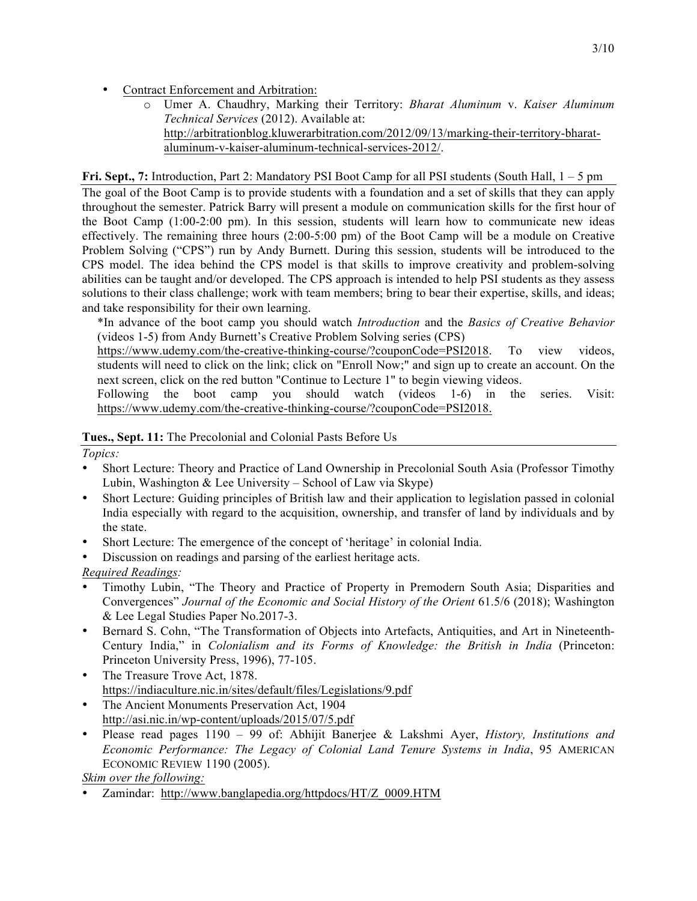- Contract Enforcement and Arbitration:
  - Umer A. Chaudhry, Marking their Territory: *Bharat Aluminum* v. *Kaiser Aluminum Technical Services* (2012). Available at: http://arbitrationblog.kluwerarbitration.com/2012/09/13/marking-their-territory-bharat-aluminum-v-kaiser-aluminum-technical-services-2012/.

**Fri. Sept., 7:** Introduction, Part 2: Mandatory PSI Boot Camp for all PSI students (South Hall, 1 – 5 pm

The goal of the Boot Camp is to provide students with a foundation and a set of skills that they can apply throughout the semester. Patrick Barry will present a module on communication skills for the first hour of the Boot Camp (1:00-2:00 pm). In this session, students will learn how to communicate new ideas effectively. The remaining three hours (2:00-5:00 pm) of the Boot Camp will be a module on Creative Problem Solving ("CPS") run by Andy Burnett. During this session, students will be introduced to the CPS model. The idea behind the CPS model is that skills to improve creativity and problem-solving abilities can be taught and/or developed. The CPS approach is intended to help PSI students as they assess solutions to their class challenge; work with team members; bring to bear their expertise, skills, and ideas; and take responsibility for their own learning.

*In advance of the boot camp you should watch *Introduction* and the *Basics of Creative Behavior* (videos 1-5) from Andy Burnett's Creative Problem Solving series (CPS) https://www.udemy.com/the-creative-thinking-course/?couponCode=PSI2018. To view videos, students will need to click on the link; click on "Enroll Now;" and sign up to create an account. On the next screen, click on the red button "Continue to Lecture 1" to begin viewing videos.

Following the boot camp you should watch (videos 1-6) in the series. Visit: https://www.udemy.com/the-creative-thinking-course/?couponCode=PSI2018.

**Tues., Sept. 11:** The Precolonial and Colonial Pasts Before Us

*Topics:*

- Short Lecture: Theory and Practice of Land Ownership in Precolonial South Asia (Professor Timothy Lubin, Washington & Lee University – School of Law via Skype)
- Short Lecture: Guiding principles of British law and their application to legislation passed in colonial India especially with regard to the acquisition, ownership, and transfer of land by individuals and by the state.
- Short Lecture: The emergence of the concept of 'heritage' in colonial India.
- Discussion on readings and parsing of the earliest heritage acts.

*Required Readings:*

- Timothy Lubin, "The Theory and Practice of Property in Premodern South Asia; Disparities and Convergences" *Journal of the Economic and Social History of the Orient* 61.5/6 (2018); Washington & Lee Legal Studies Paper No.2017-3.
- Bernard S. Cohn, "The Transformation of Objects into Artefacts, Antiquities, and Art in Nineteenth-Century India," in *Colonialism and its Forms of Knowledge: the British in India* (Princeton: Princeton University Press, 1996), 77-105.
- The Treasure Trove Act, 1878. https://indiaculture.nic.in/sites/default/files/Legislations/9.pdf
- The Ancient Monuments Preservation Act, 1904 http://asi.nic.in/wp-content/uploads/2015/07/5.pdf
- Please read pages 1190 – 99 of: Abhijit Banerjee & Lakshmi Ayer, *History, Institutions and Economic Performance: The Legacy of Colonial Land Tenure Systems in India*, 95 AMERICAN ECONOMIC REVIEW 1190 (2005).

*Skim over the following:*

- Zamindar: http://www.banglapedia.org/httpdocs/HT/Z_0009.HTM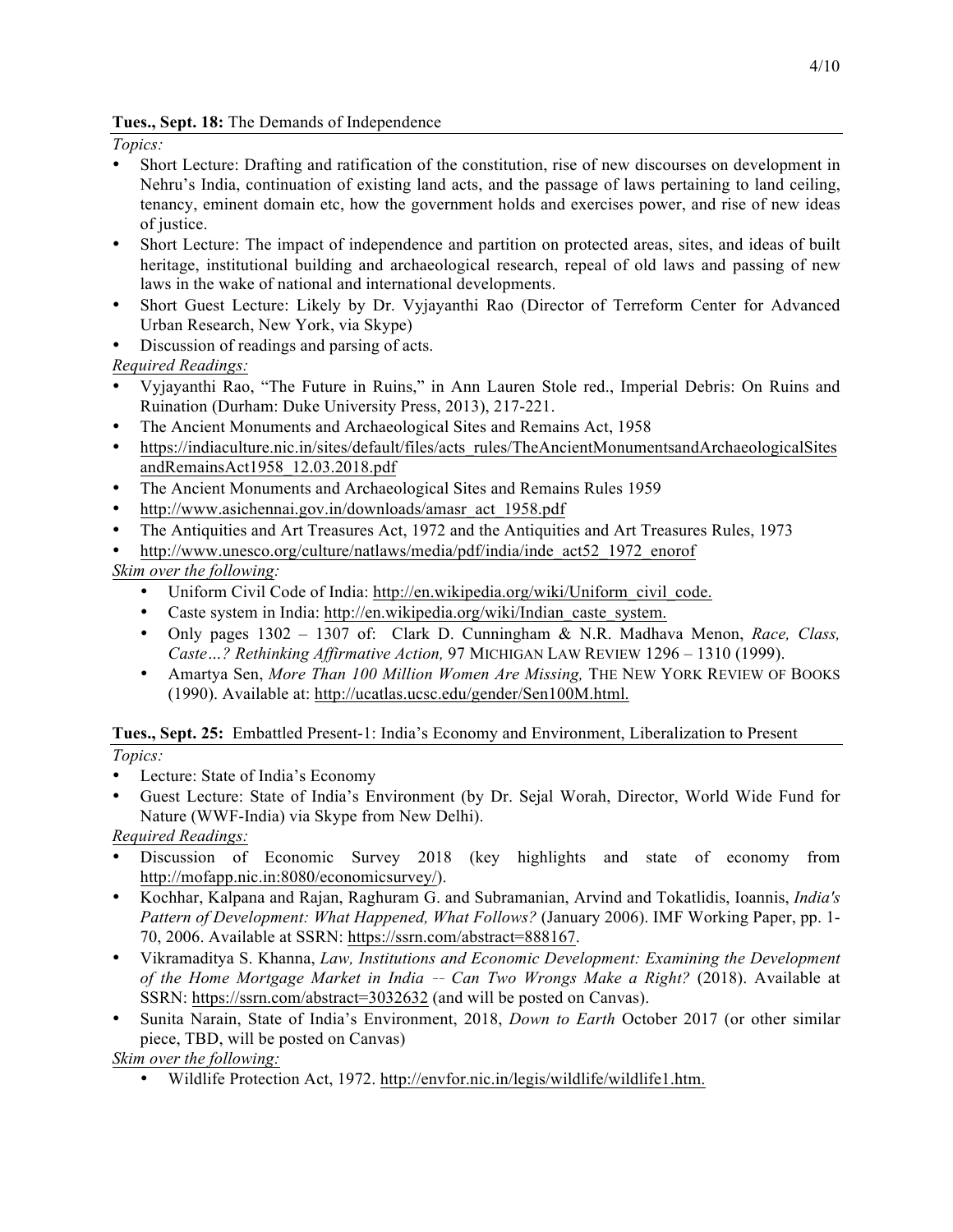**Tues., Sept. 18:** The Demands of Independence

*Topics:*

- Short Lecture: Drafting and ratification of the constitution, rise of new discourses on development in Nehru's India, continuation of existing land acts, and the passage of laws pertaining to land ceiling, tenancy, eminent domain etc, how the government holds and exercises power, and rise of new ideas of justice.
- Short Lecture: The impact of independence and partition on protected areas, sites, and ideas of built heritage, institutional building and archaeological research, repeal of old laws and passing of new laws in the wake of national and international developments.
- Short Guest Lecture: Likely by Dr. Vyjayanthi Rao (Director of Terreform Center for Advanced Urban Research, New York, via Skype)
- Discussion of readings and parsing of acts.

*Required Readings:*

- Vyjayanthi Rao, "The Future in Ruins," in Ann Lauren Stole red., Imperial Debris: On Ruins and Ruination (Durham: Duke University Press, 2013), 217-221.
- The Ancient Monuments and Archaeological Sites and Remains Act, 1958
- https://indiaculture.nic.in/sites/default/files/acts_rules/TheAncientMonumentsandArchaeologicalSitesandRemainsAct1958_12.03.2018.pdf
- The Ancient Monuments and Archaeological Sites and Remains Rules 1959
- http://www.asichennai.gov.in/downloads/amasr_act_1958.pdf
- The Antiquities and Art Treasures Act, 1972 and the Antiquities and Art Treasures Rules, 1973
- http://www.unesco.org/culture/natlaws/media/pdf/india/inde_act52_1972_enorof

*Skim over the following:*

- Uniform Civil Code of India: http://en.wikipedia.org/wiki/Uniform_civil_code.
- Caste system in India: http://en.wikipedia.org/wiki/Indian_caste_system.
- Only pages 1302 – 1307 of: Clark D. Cunningham & N.R. Madhava Menon, *Race, Class, Caste…? Rethinking Affirmative Action,* 97 MICHIGAN LAW REVIEW 1296 – 1310 (1999).
- Amartya Sen, *More Than 100 Million Women Are Missing,* THE NEW YORK REVIEW OF BOOKS (1990). Available at: http://ucatlas.ucsc.edu/gender/Sen100M.html.

**Tues., Sept. 25:** Embattled Present-1: India's Economy and Environment, Liberalization to Present

*Topics:*

- Lecture: State of India's Economy
- Guest Lecture: State of India's Environment (by Dr. Sejal Worah, Director, World Wide Fund for Nature (WWF-India) via Skype from New Delhi).

*Required Readings:*

- Discussion of Economic Survey 2018 (key highlights and state of economy from http://mofapp.nic.in:8080/economicsurvey/).
- Kochhar, Kalpana and Rajan, Raghuram G. and Subramanian, Arvind and Tokatlidis, Ioannis, *India's Pattern of Development: What Happened, What Follows?* (January 2006). IMF Working Paper, pp. 1-70, 2006. Available at SSRN: https://ssrn.com/abstract=888167.
- Vikramaditya S. Khanna, *Law, Institutions and Economic Development: Examining the Development of the Home Mortgage Market in India -- Can Two Wrongs Make a Right?* (2018). Available at SSRN: https://ssrn.com/abstract=3032632 (and will be posted on Canvas).
- Sunita Narain, State of India's Environment, 2018, *Down to Earth* October 2017 (or other similar piece, TBD, will be posted on Canvas)

*Skim over the following:*

- Wildlife Protection Act, 1972. http://envfor.nic.in/legis/wildlife/wildlife1.htm.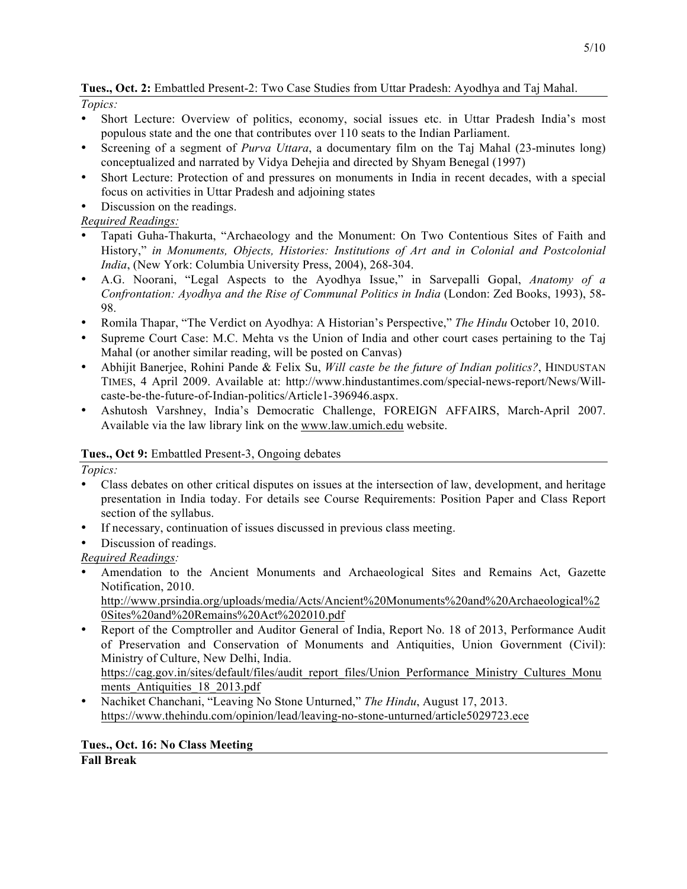**Tues., Oct. 2:** Embattled Present-2: Two Case Studies from Uttar Pradesh: Ayodhya and Taj Mahal.

*Topics:*

- Short Lecture: Overview of politics, economy, social issues etc. in Uttar Pradesh India's most populous state and the one that contributes over 110 seats to the Indian Parliament.
- Screening of a segment of *Purva Uttara*, a documentary film on the Taj Mahal (23-minutes long) conceptualized and narrated by Vidya Dehejia and directed by Shyam Benegal (1997)
- Short Lecture: Protection of and pressures on monuments in India in recent decades, with a special focus on activities in Uttar Pradesh and adjoining states
- Discussion on the readings.

*Required Readings:*

- Tapati Guha-Thakurta, "Archaeology and the Monument: On Two Contentious Sites of Faith and History," *in Monuments, Objects, Histories: Institutions of Art and in Colonial and Postcolonial India*, (New York: Columbia University Press, 2004), 268-304.
- A.G. Noorani, "Legal Aspects to the Ayodhya Issue," in Sarvepalli Gopal, *Anatomy of a Confrontation: Ayodhya and the Rise of Communal Politics in India* (London: Zed Books, 1993), 58-98.
- Romila Thapar, "The Verdict on Ayodhya: A Historian's Perspective," *The Hindu* October 10, 2010.
- Supreme Court Case: M.C. Mehta vs the Union of India and other court cases pertaining to the Taj Mahal (or another similar reading, will be posted on Canvas)
- Abhijit Banerjee, Rohini Pande & Felix Su, *Will caste be the future of Indian politics?*, HINDUSTAN TIMES, 4 April 2009. Available at: http://www.hindustantimes.com/special-news-report/News/Will-caste-be-the-future-of-Indian-politics/Article1-396946.aspx.
- Ashutosh Varshney, India's Democratic Challenge, FOREIGN AFFAIRS, March-April 2007. Available via the law library link on the www.law.umich.edu website.

**Tues., Oct 9:** Embattled Present-3, Ongoing debates

*Topics:*

- Class debates on other critical disputes on issues at the intersection of law, development, and heritage presentation in India today. For details see Course Requirements: Position Paper and Class Report section of the syllabus.
- If necessary, continuation of issues discussed in previous class meeting.
- Discussion of readings.

*Required Readings:*

- Amendation to the Ancient Monuments and Archaeological Sites and Remains Act, Gazette Notification, 2010. http://www.prsindia.org/uploads/media/Acts/Ancient%20Monuments%20and%20Archaeological%20Sites%20and%20Remains%20Act%202010.pdf
- Report of the Comptroller and Auditor General of India, Report No. 18 of 2013, Performance Audit of Preservation and Conservation of Monuments and Antiquities, Union Government (Civil): Ministry of Culture, New Delhi, India. https://cag.gov.in/sites/default/files/audit_report_files/Union_Performance_Ministry_Cultures_Monuments_Antiquities_18_2013.pdf
- Nachiket Chanchani, "Leaving No Stone Unturned," *The Hindu*, August 17, 2013. https://www.thehindu.com/opinion/lead/leaving-no-stone-unturned/article5029723.ece

**Tues., Oct. 16: No Class Meeting**

**Fall Break**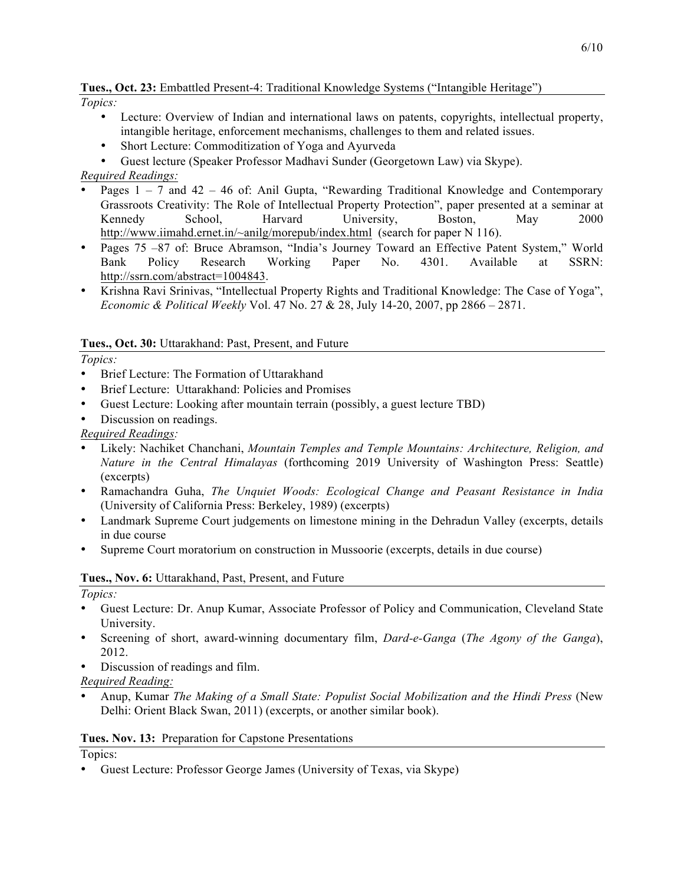**Tues., Oct. 23:** Embattled Present-4: Traditional Knowledge Systems ("Intangible Heritage")

*Topics:*

- Lecture: Overview of Indian and international laws on patents, copyrights, intellectual property, intangible heritage, enforcement mechanisms, challenges to them and related issues.
- Short Lecture: Commoditization of Yoga and Ayurveda
- Guest lecture (Speaker Professor Madhavi Sunder (Georgetown Law) via Skype).

*Required Readings:*

- Pages 1 – 7 and 42 – 46 of: Anil Gupta, "Rewarding Traditional Knowledge and Contemporary Grassroots Creativity: The Role of Intellectual Property Protection", paper presented at a seminar at Kennedy School, Harvard University, Boston, May 2000 http://www.iimahd.ernet.in/~anilg/morepub/index.html (search for paper N 116).
- Pages 75 –87 of: Bruce Abramson, "India's Journey Toward an Effective Patent System," World Bank Policy Research Working Paper No. 4301. Available at SSRN: http://ssrn.com/abstract=1004843.
- Krishna Ravi Srinivas, "Intellectual Property Rights and Traditional Knowledge: The Case of Yoga", *Economic & Political Weekly* Vol. 47 No. 27 & 28, July 14-20, 2007, pp 2866 – 2871.

**Tues., Oct. 30:** Uttarakhand: Past, Present, and Future

*Topics:*

- Brief Lecture: The Formation of Uttarakhand
- Brief Lecture: Uttarakhand: Policies and Promises
- Guest Lecture: Looking after mountain terrain (possibly, a guest lecture TBD)
- Discussion on readings.

*Required Readings:*

- Likely: Nachiket Chanchani, *Mountain Temples and Temple Mountains: Architecture, Religion, and Nature in the Central Himalayas* (forthcoming 2019 University of Washington Press: Seattle) (excerpts)
- Ramachandra Guha, *The Unquiet Woods: Ecological Change and Peasant Resistance in India* (University of California Press: Berkeley, 1989) (excerpts)
- Landmark Supreme Court judgements on limestone mining in the Dehradun Valley (excerpts, details in due course
- Supreme Court moratorium on construction in Mussoorie (excerpts, details in due course)

**Tues., Nov. 6:** Uttarakhand, Past, Present, and Future

*Topics:*

- Guest Lecture: Dr. Anup Kumar, Associate Professor of Policy and Communication, Cleveland State University.
- Screening of short, award-winning documentary film, *Dard-e-Ganga* (*The Agony of the Ganga*), 2012.
- Discussion of readings and film.

*Required Reading:*

- Anup, Kumar *The Making of a Small State: Populist Social Mobilization and the Hindi Press* (New Delhi: Orient Black Swan, 2011) (excerpts, or another similar book).

**Tues. Nov. 13:** Preparation for Capstone Presentations

Topics:

- Guest Lecture: Professor George James (University of Texas, via Skype)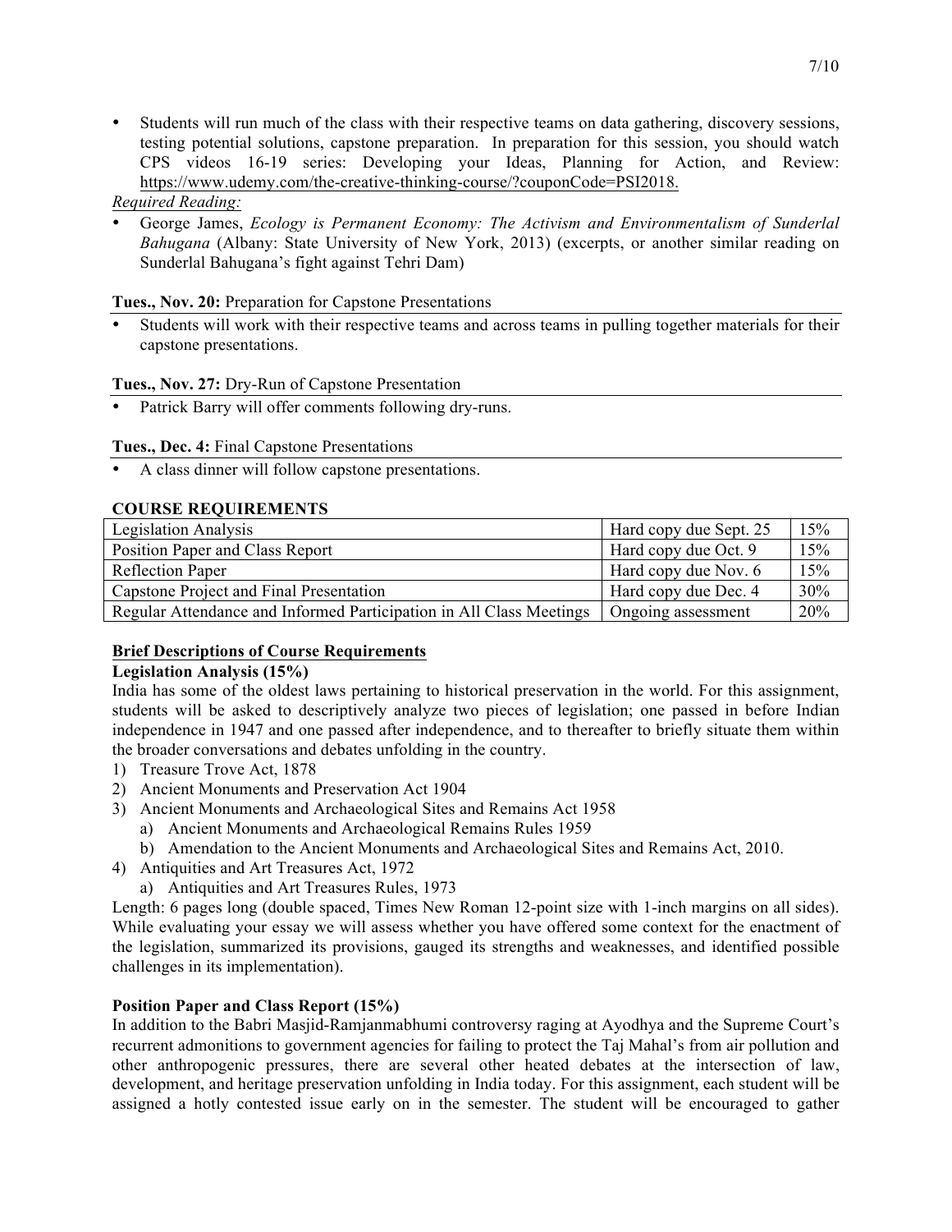- Students will run much of the class with their respective teams on data gathering, discovery sessions, testing potential solutions, capstone preparation. In preparation for this session, you should watch CPS videos 16-19 series: Developing your Ideas, Planning for Action, and Review: https://www.udemy.com/the-creative-thinking-course/?couponCode=PSI2018.

*Required Reading:*

- George James, *Ecology is Permanent Economy: The Activism and Environmentalism of Sunderlal Bahugana* (Albany: State University of New York, 2013) (excerpts, or another similar reading on Sunderlal Bahugana's fight against Tehri Dam)

**Tues., Nov. 20:** Preparation for Capstone Presentations

- Students will work with their respective teams and across teams in pulling together materials for their capstone presentations.

**Tues., Nov. 27:** Dry-Run of Capstone Presentation

- Patrick Barry will offer comments following dry-runs.

**Tues., Dec. 4:** Final Capstone Presentations

- A class dinner will follow capstone presentations.

## COURSE REQUIREMENTS

| Requirement | Due | Weight |
|---|---|---|
| Legislation Analysis | Hard copy due Sept. 25 | 15% |
| Position Paper and Class Report | Hard copy due Oct. 9 | 15% |
| Reflection Paper | Hard copy due Nov. 6 | 15% |
| Capstone Project and Final Presentation | Hard copy due Dec. 4 | 30% |
| Regular Attendance and Informed Participation in All Class Meetings | Ongoing assessment | 20% |

### Brief Descriptions of Course Requirements

**Legislation Analysis (15%)**

India has some of the oldest laws pertaining to historical preservation in the world. For this assignment, students will be asked to descriptively analyze two pieces of legislation; one passed in before Indian independence in 1947 and one passed after independence, and to thereafter to briefly situate them within the broader conversations and debates unfolding in the country.

1) Treasure Trove Act, 1878
2) Ancient Monuments and Preservation Act 1904
3) Ancient Monuments and Archaeological Sites and Remains Act 1958
   a) Ancient Monuments and Archaeological Remains Rules 1959
   b) Amendation to the Ancient Monuments and Archaeological Sites and Remains Act, 2010.
4) Antiquities and Art Treasures Act, 1972
   a) Antiquities and Art Treasures Rules, 1973

Length: 6 pages long (double spaced, Times New Roman 12-point size with 1-inch margins on all sides). While evaluating your essay we will assess whether you have offered some context for the enactment of the legislation, summarized its provisions, gauged its strengths and weaknesses, and identified possible challenges in its implementation).

**Position Paper and Class Report (15%)**

In addition to the Babri Masjid-Ramjanmabhumi controversy raging at Ayodhya and the Supreme Court's recurrent admonitions to government agencies for failing to protect the Taj Mahal's from air pollution and other anthropogenic pressures, there are several other heated debates at the intersection of law, development, and heritage preservation unfolding in India today. For this assignment, each student will be assigned a hotly contested issue early on in the semester. The student will be encouraged to gather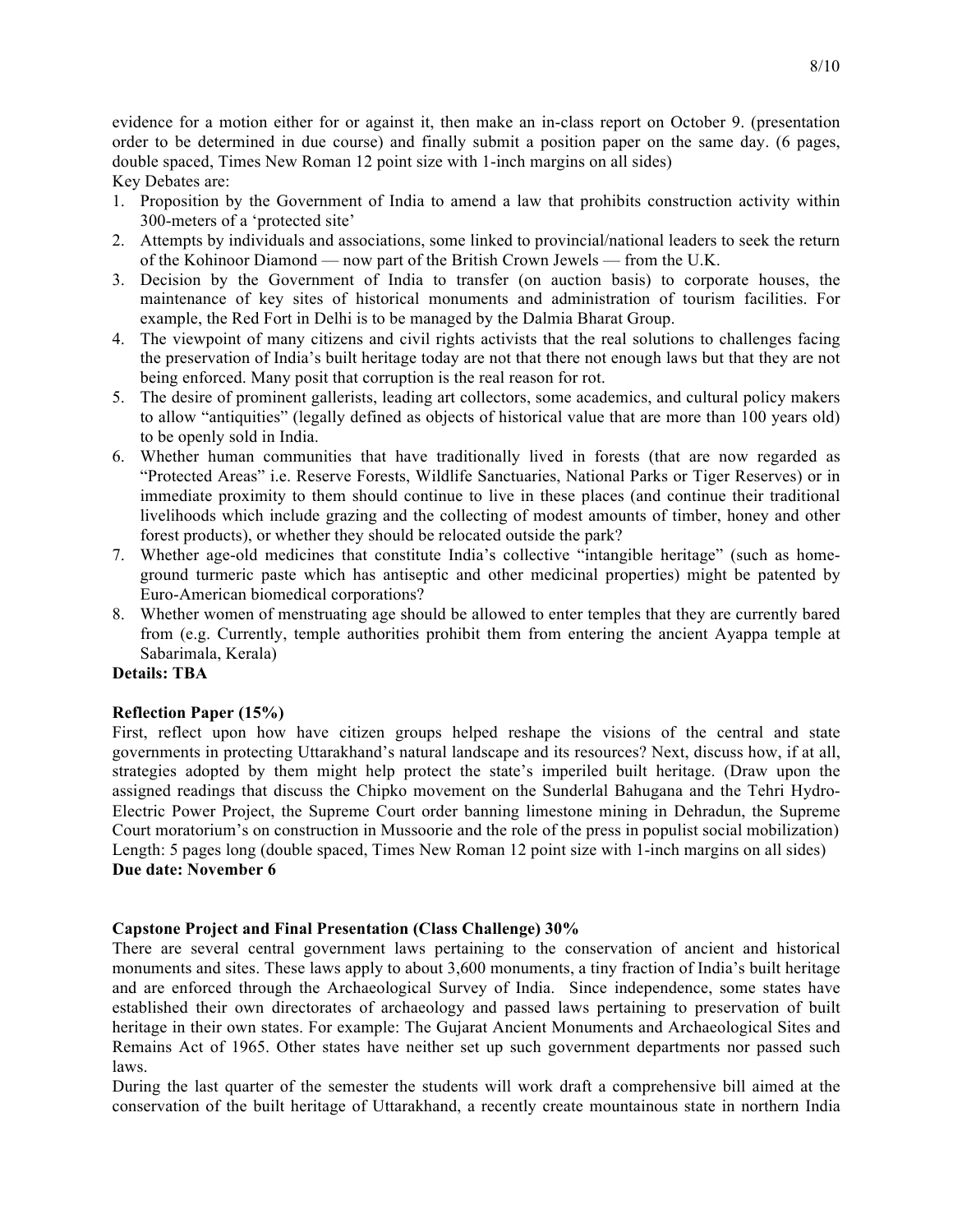evidence for a motion either for or against it, then make an in-class report on October 9. (presentation order to be determined in due course) and finally submit a position paper on the same day. (6 pages, double spaced, Times New Roman 12 point size with 1-inch margins on all sides)

Key Debates are:

1. Proposition by the Government of India to amend a law that prohibits construction activity within 300-meters of a 'protected site'
2. Attempts by individuals and associations, some linked to provincial/national leaders to seek the return of the Kohinoor Diamond — now part of the British Crown Jewels — from the U.K.
3. Decision by the Government of India to transfer (on auction basis) to corporate houses, the maintenance of key sites of historical monuments and administration of tourism facilities. For example, the Red Fort in Delhi is to be managed by the Dalmia Bharat Group.
4. The viewpoint of many citizens and civil rights activists that the real solutions to challenges facing the preservation of India's built heritage today are not that there not enough laws but that they are not being enforced. Many posit that corruption is the real reason for rot.
5. The desire of prominent gallerists, leading art collectors, some academics, and cultural policy makers to allow "antiquities" (legally defined as objects of historical value that are more than 100 years old) to be openly sold in India.
6. Whether human communities that have traditionally lived in forests (that are now regarded as "Protected Areas" i.e. Reserve Forests, Wildlife Sanctuaries, National Parks or Tiger Reserves) or in immediate proximity to them should continue to live in these places (and continue their traditional livelihoods which include grazing and the collecting of modest amounts of timber, honey and other forest products), or whether they should be relocated outside the park?
7. Whether age-old medicines that constitute India's collective "intangible heritage" (such as home-ground turmeric paste which has antiseptic and other medicinal properties) might be patented by Euro-American biomedical corporations?
8. Whether women of menstruating age should be allowed to enter temples that they are currently bared from (e.g. Currently, temple authorities prohibit them from entering the ancient Ayappa temple at Sabarimala, Kerala)

**Details: TBA**

**Reflection Paper (15%)**

First, reflect upon how have citizen groups helped reshape the visions of the central and state governments in protecting Uttarakhand's natural landscape and its resources? Next, discuss how, if at all, strategies adopted by them might help protect the state's imperiled built heritage. (Draw upon the assigned readings that discuss the Chipko movement on the Sunderlal Bahugana and the Tehri Hydro-Electric Power Project, the Supreme Court order banning limestone mining in Dehradun, the Supreme Court moratorium's on construction in Mussoorie and the role of the press in populist social mobilization)
Length: 5 pages long (double spaced, Times New Roman 12 point size with 1-inch margins on all sides)

**Due date: November 6**

**Capstone Project and Final Presentation (Class Challenge) 30%**

There are several central government laws pertaining to the conservation of ancient and historical monuments and sites. These laws apply to about 3,600 monuments, a tiny fraction of India's built heritage and are enforced through the Archaeological Survey of India. Since independence, some states have established their own directorates of archaeology and passed laws pertaining to preservation of built heritage in their own states. For example: The Gujarat Ancient Monuments and Archaeological Sites and Remains Act of 1965. Other states have neither set up such government departments nor passed such laws.

During the last quarter of the semester the students will work draft a comprehensive bill aimed at the conservation of the built heritage of Uttarakhand, a recently create mountainous state in northern India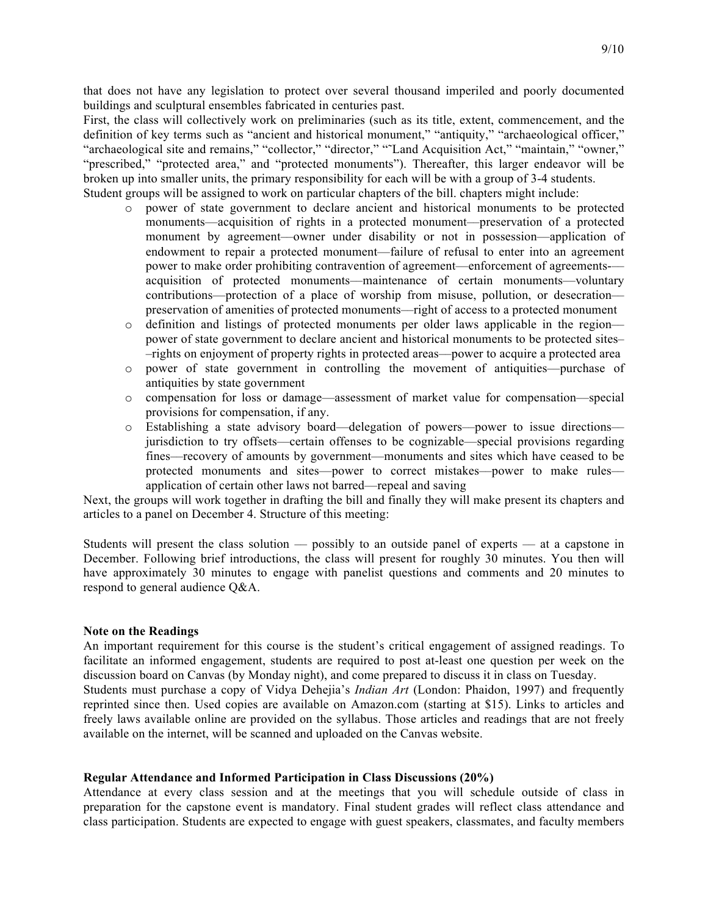that does not have any legislation to protect over several thousand imperiled and poorly documented buildings and sculptural ensembles fabricated in centuries past.

First, the class will collectively work on preliminaries (such as its title, extent, commencement, and the definition of key terms such as "ancient and historical monument," "antiquity," "archaeological officer," "archaeological site and remains," "collector," "director," "˜Land Acquisition Act," "maintain," "owner," "prescribed," "protected area," and "protected monuments"). Thereafter, this larger endeavor will be broken up into smaller units, the primary responsibility for each will be with a group of 3-4 students.

Student groups will be assigned to work on particular chapters of the bill. chapters might include:

- power of state government to declare ancient and historical monuments to be protected monuments—acquisition of rights in a protected monument—preservation of a protected monument by agreement—owner under disability or not in possession—application of endowment to repair a protected monument—failure of refusal to enter into an agreement power to make order prohibiting contravention of agreement—enforcement of agreements-—acquisition of protected monuments—maintenance of certain monuments—voluntary contributions—protection of a place of worship from misuse, pollution, or desecration—preservation of amenities of protected monuments—right of access to a protected monument
- definition and listings of protected monuments per older laws applicable in the region—power of state government to declare ancient and historical monuments to be protected sites–—rights on enjoyment of property rights in protected areas—power to acquire a protected area
- power of state government in controlling the movement of antiquities—purchase of antiquities by state government
- compensation for loss or damage—assessment of market value for compensation—special provisions for compensation, if any.
- Establishing a state advisory board—delegation of powers—power to issue directions—jurisdiction to try offsets—certain offenses to be cognizable—special provisions regarding fines—recovery of amounts by government—monuments and sites which have ceased to be protected monuments and sites—power to correct mistakes—power to make rules—application of certain other laws not barred—repeal and saving

Next, the groups will work together in drafting the bill and finally they will make present its chapters and articles to a panel on December 4. Structure of this meeting:

Students will present the class solution — possibly to an outside panel of experts — at a capstone in December. Following brief introductions, the class will present for roughly 30 minutes. You then will have approximately 30 minutes to engage with panelist questions and comments and 20 minutes to respond to general audience Q&A.

**Note on the Readings**

An important requirement for this course is the student's critical engagement of assigned readings. To facilitate an informed engagement, students are required to post at-least one question per week on the discussion board on Canvas (by Monday night), and come prepared to discuss it in class on Tuesday.

Students must purchase a copy of Vidya Dehejia's *Indian Art* (London: Phaidon, 1997) and frequently reprinted since then. Used copies are available on Amazon.com (starting at $15). Links to articles and freely laws available online are provided on the syllabus. Those articles and readings that are not freely available on the internet, will be scanned and uploaded on the Canvas website.

**Regular Attendance and Informed Participation in Class Discussions (20%)**

Attendance at every class session and at the meetings that you will schedule outside of class in preparation for the capstone event is mandatory. Final student grades will reflect class attendance and class participation. Students are expected to engage with guest speakers, classmates, and faculty members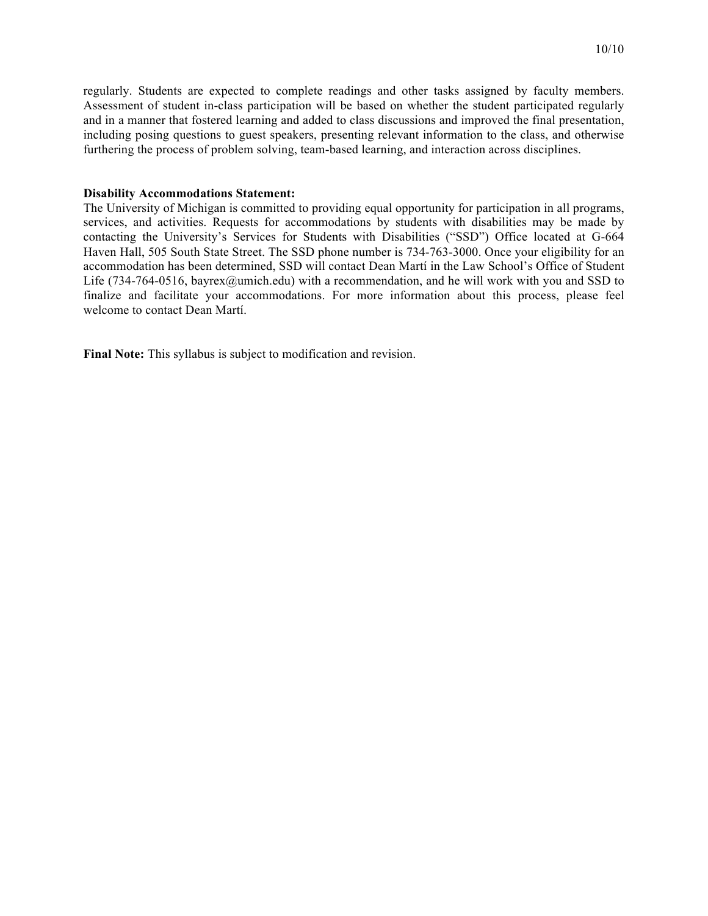regularly. Students are expected to complete readings and other tasks assigned by faculty members. Assessment of student in-class participation will be based on whether the student participated regularly and in a manner that fostered learning and added to class discussions and improved the final presentation, including posing questions to guest speakers, presenting relevant information to the class, and otherwise furthering the process of problem solving, team-based learning, and interaction across disciplines.

**Disability Accommodations Statement:**
The University of Michigan is committed to providing equal opportunity for participation in all programs, services, and activities. Requests for accommodations by students with disabilities may be made by contacting the University's Services for Students with Disabilities ("SSD") Office located at G-664 Haven Hall, 505 South State Street. The SSD phone number is 734-763-3000. Once your eligibility for an accommodation has been determined, SSD will contact Dean Martí in the Law School's Office of Student Life (734-764-0516, bayrex@umich.edu) with a recommendation, and he will work with you and SSD to finalize and facilitate your accommodations. For more information about this process, please feel welcome to contact Dean Martí.

**Final Note:** This syllabus is subject to modification and revision.